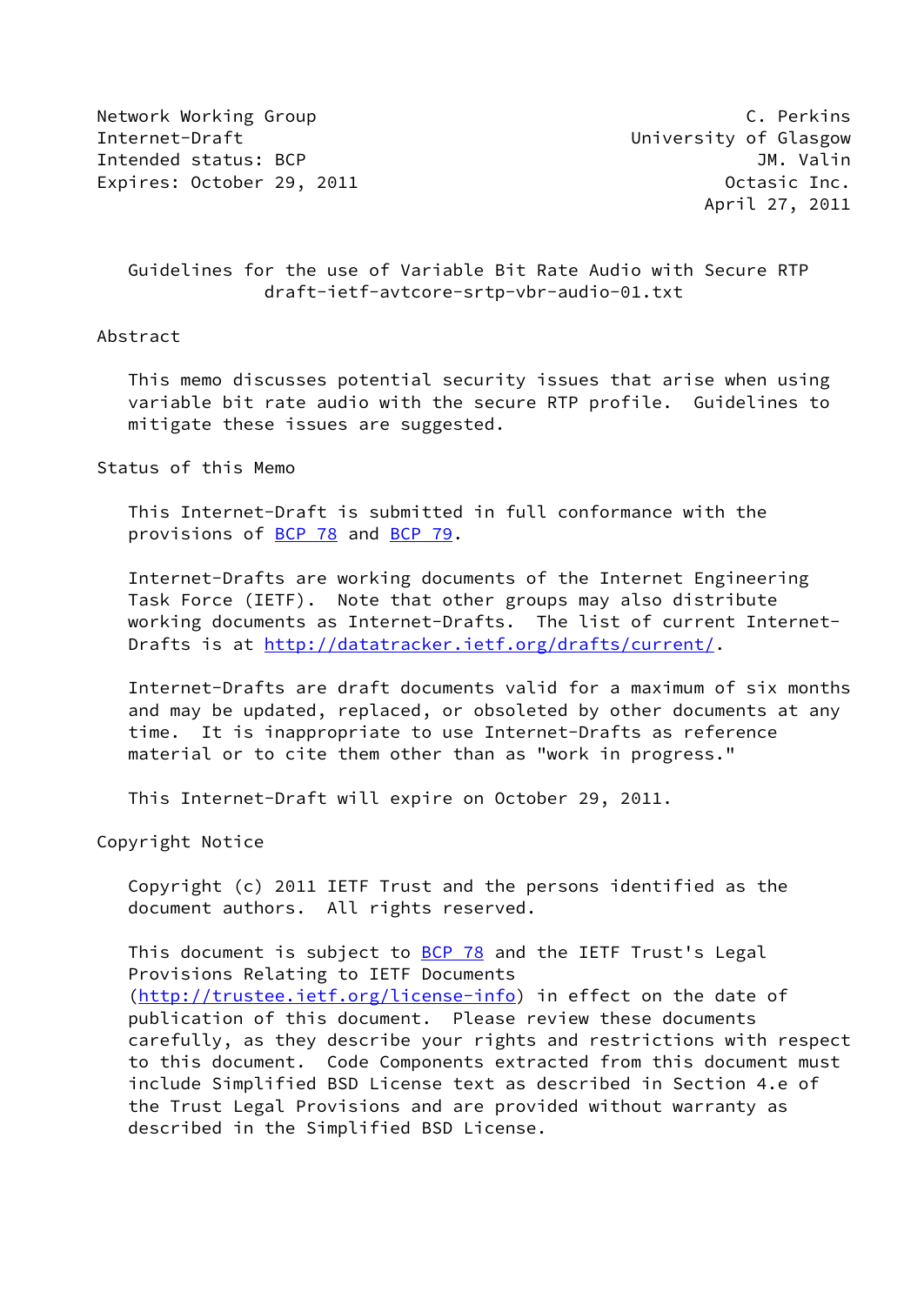Network Working Group C. Perkins
Internet-Draft University of Glasgow
Intended status: BCP JM. Valin
Expires: October 29, 2011 Octasic Inc.
April 27, 2011

# Guidelines for the use of Variable Bit Rate Audio with Secure RTP
draft-ietf-avtcore-srtp-vbr-audio-01.txt

## Abstract

This memo discusses potential security issues that arise when using variable bit rate audio with the secure RTP profile. Guidelines to mitigate these issues are suggested.

## Status of this Memo

This Internet-Draft is submitted in full conformance with the provisions of BCP 78 and BCP 79.

Internet-Drafts are working documents of the Internet Engineering Task Force (IETF). Note that other groups may also distribute working documents as Internet-Drafts. The list of current Internet-Drafts is at http://datatracker.ietf.org/drafts/current/.

Internet-Drafts are draft documents valid for a maximum of six months and may be updated, replaced, or obsoleted by other documents at any time. It is inappropriate to use Internet-Drafts as reference material or to cite them other than as "work in progress."

This Internet-Draft will expire on October 29, 2011.

## Copyright Notice

Copyright (c) 2011 IETF Trust and the persons identified as the document authors. All rights reserved.

This document is subject to BCP 78 and the IETF Trust's Legal Provisions Relating to IETF Documents (http://trustee.ietf.org/license-info) in effect on the date of publication of this document. Please review these documents carefully, as they describe your rights and restrictions with respect to this document. Code Components extracted from this document must include Simplified BSD License text as described in Section 4.e of the Trust Legal Provisions and are provided without warranty as described in the Simplified BSD License.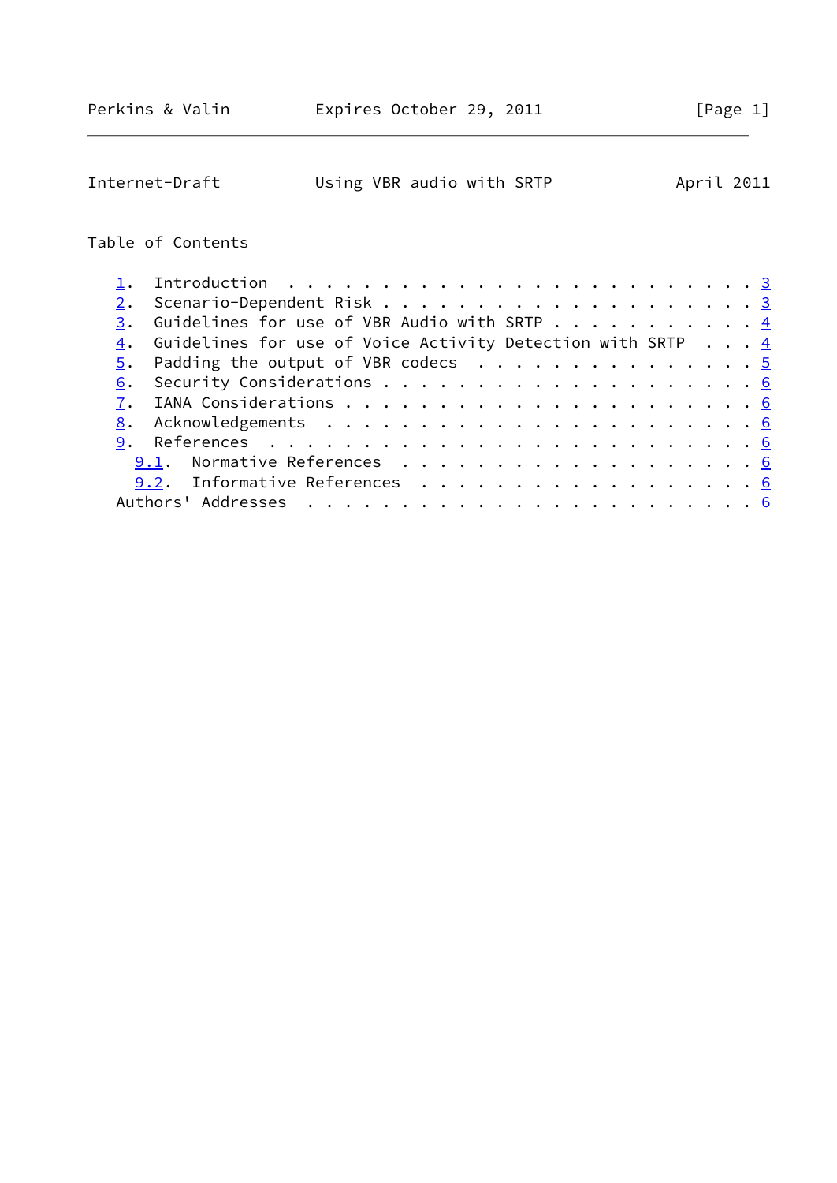## Table of Contents

1. Introduction . . . . . . . . . . . . . . . . . . . . . . . . 3
2. Scenario-Dependent Risk . . . . . . . . . . . . . . . . . . . . 3
3. Guidelines for use of VBR Audio with SRTP . . . . . . . . . . . 4
4. Guidelines for use of Voice Activity Detection with SRTP . . . 4
5. Padding the output of VBR codecs . . . . . . . . . . . . . . . 5
6. Security Considerations . . . . . . . . . . . . . . . . . . . . 6
7. IANA Considerations . . . . . . . . . . . . . . . . . . . . . . 6
8. Acknowledgements . . . . . . . . . . . . . . . . . . . . . . . 6
9. References . . . . . . . . . . . . . . . . . . . . . . . . . . 6
   - 9.1. Normative References . . . . . . . . . . . . . . . . . . . 6
   - 9.2. Informative References . . . . . . . . . . . . . . . . . . 6

Authors' Addresses . . . . . . . . . . . . . . . . . . . . . . . . 6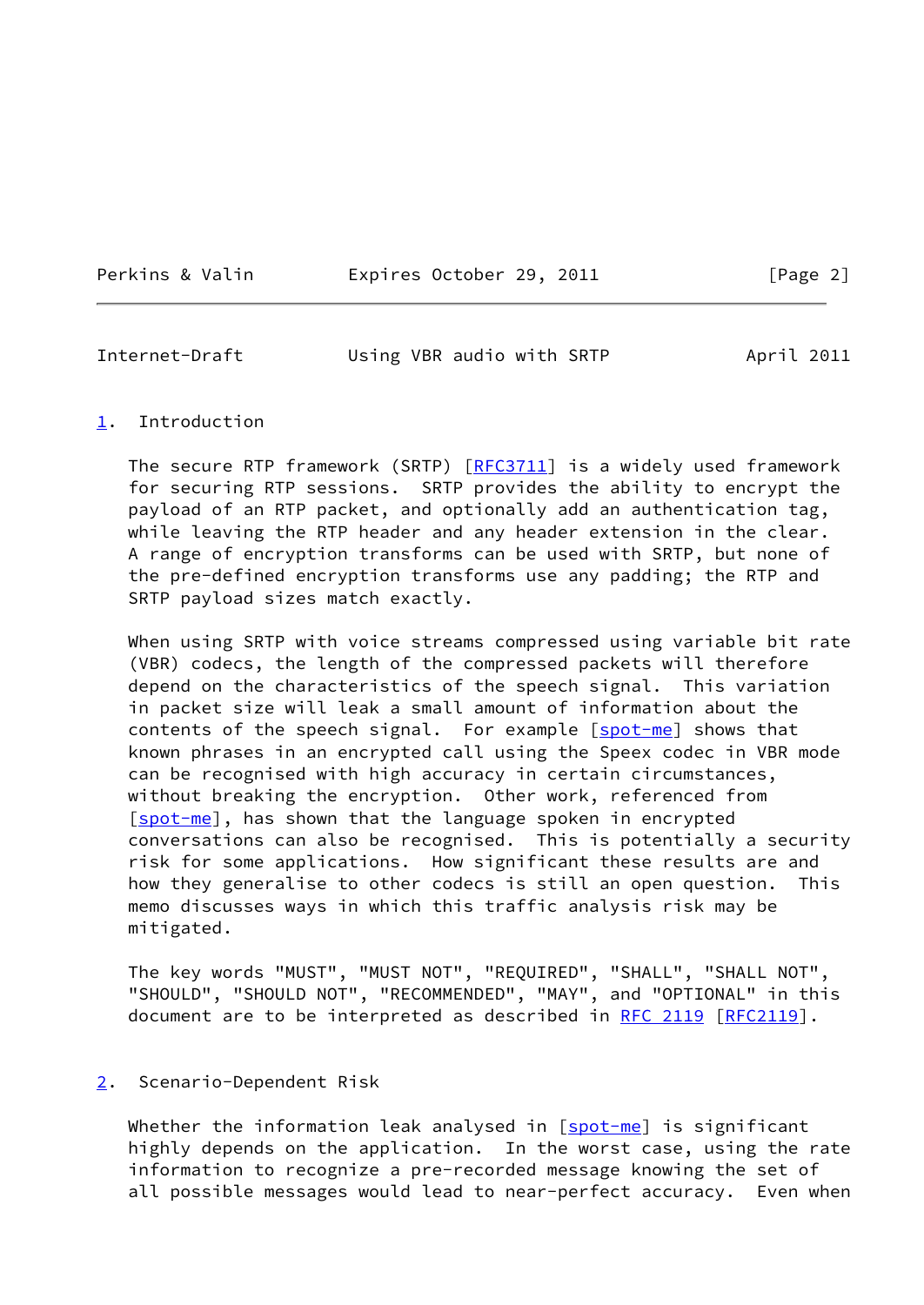## 1. Introduction

The secure RTP framework (SRTP) [RFC3711] is a widely used framework for securing RTP sessions. SRTP provides the ability to encrypt the payload of an RTP packet, and optionally add an authentication tag, while leaving the RTP header and any header extension in the clear. A range of encryption transforms can be used with SRTP, but none of the pre-defined encryption transforms use any padding; the RTP and SRTP payload sizes match exactly.

When using SRTP with voice streams compressed using variable bit rate (VBR) codecs, the length of the compressed packets will therefore depend on the characteristics of the speech signal. This variation in packet size will leak a small amount of information about the contents of the speech signal. For example [spot-me] shows that known phrases in an encrypted call using the Speex codec in VBR mode can be recognised with high accuracy in certain circumstances, without breaking the encryption. Other work, referenced from [spot-me], has shown that the language spoken in encrypted conversations can also be recognised. This is potentially a security risk for some applications. How significant these results are and how they generalise to other codecs is still an open question. This memo discusses ways in which this traffic analysis risk may be mitigated.

The key words "MUST", "MUST NOT", "REQUIRED", "SHALL", "SHALL NOT", "SHOULD", "SHOULD NOT", "RECOMMENDED", "MAY", and "OPTIONAL" in this document are to be interpreted as described in RFC 2119 [RFC2119].

## 2. Scenario-Dependent Risk

Whether the information leak analysed in [spot-me] is significant highly depends on the application. In the worst case, using the rate information to recognize a pre-recorded message knowing the set of all possible messages would lead to near-perfect accuracy. Even when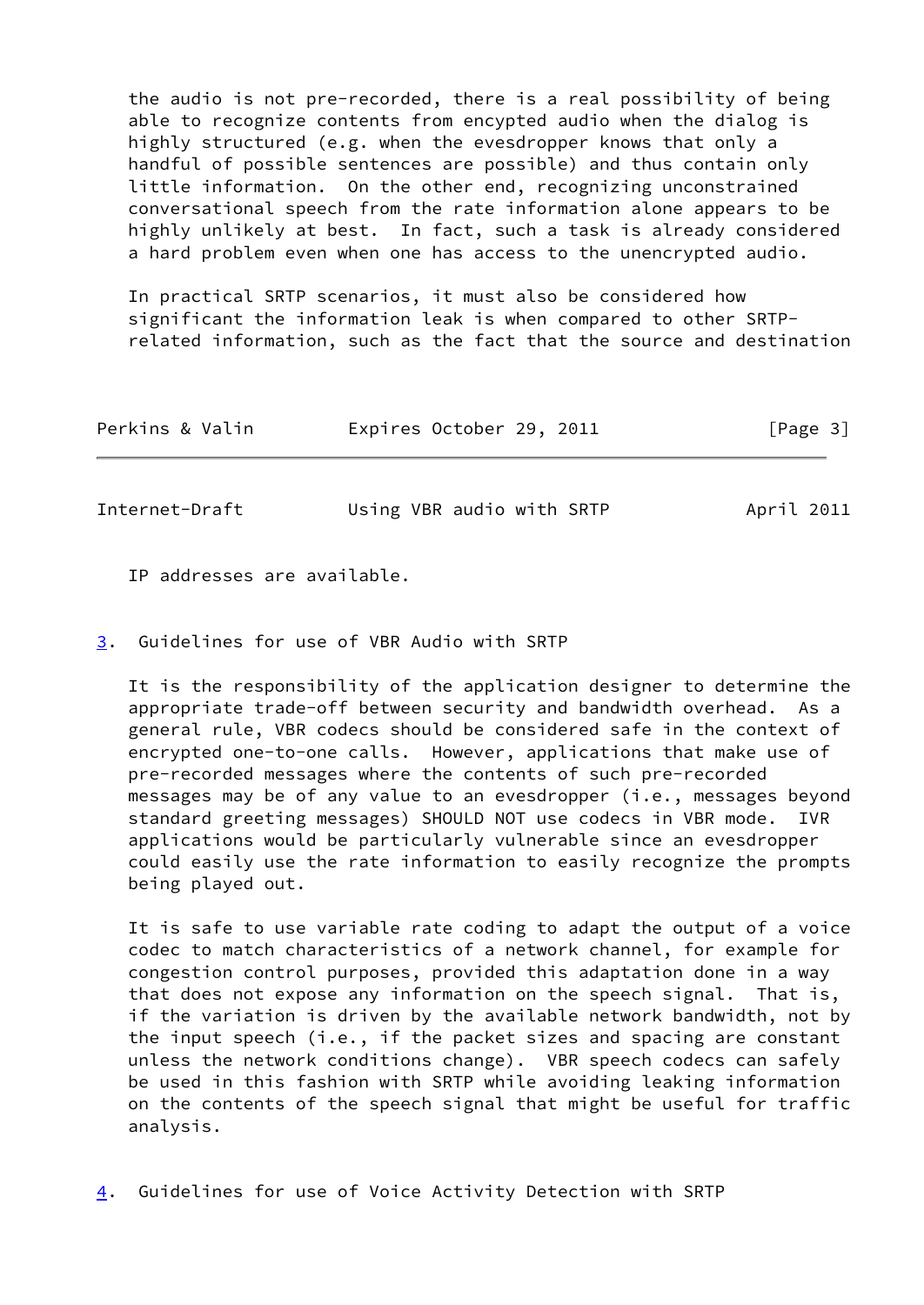the audio is not pre-recorded, there is a real possibility of being able to recognize contents from encypted audio when the dialog is highly structured (e.g. when the evesdropper knows that only a handful of possible sentences are possible) and thus contain only little information. On the other end, recognizing unconstrained conversational speech from the rate information alone appears to be highly unlikely at best. In fact, such a task is already considered a hard problem even when one has access to the unencrypted audio.

In practical SRTP scenarios, it must also be considered how significant the information leak is when compared to other SRTP-related information, such as the fact that the source and destination IP addresses are available.

## 3. Guidelines for use of VBR Audio with SRTP

It is the responsibility of the application designer to determine the appropriate trade-off between security and bandwidth overhead. As a general rule, VBR codecs should be considered safe in the context of encrypted one-to-one calls. However, applications that make use of pre-recorded messages where the contents of such pre-recorded messages may be of any value to an evesdropper (i.e., messages beyond standard greeting messages) SHOULD NOT use codecs in VBR mode. IVR applications would be particularly vulnerable since an evesdropper could easily use the rate information to easily recognize the prompts being played out.

It is safe to use variable rate coding to adapt the output of a voice codec to match characteristics of a network channel, for example for congestion control purposes, provided this adaptation done in a way that does not expose any information on the speech signal. That is, if the variation is driven by the available network bandwidth, not by the input speech (i.e., if the packet sizes and spacing are constant unless the network conditions change). VBR speech codecs can safely be used in this fashion with SRTP while avoiding leaking information on the contents of the speech signal that might be useful for traffic analysis.

## 4. Guidelines for use of Voice Activity Detection with SRTP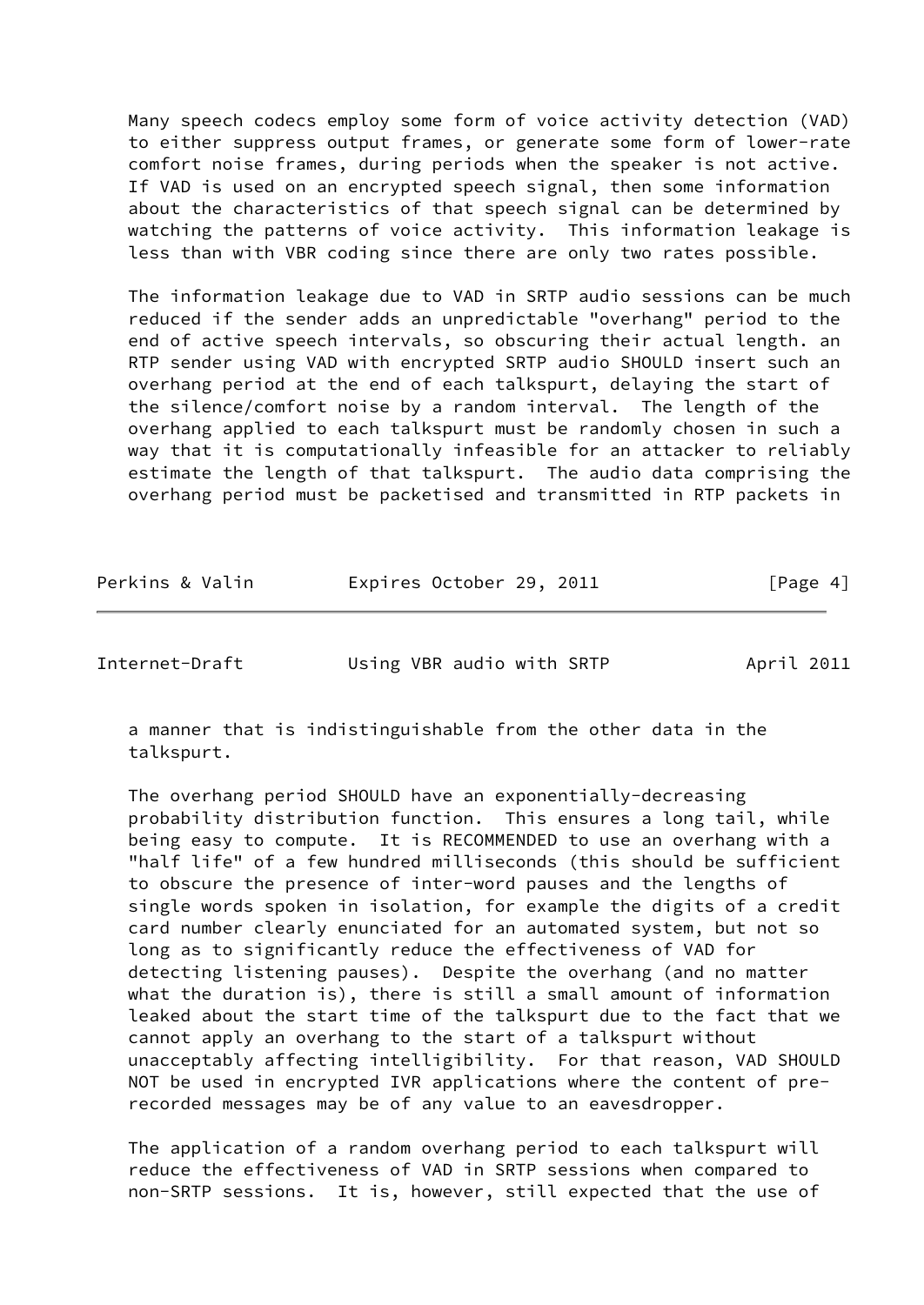Many speech codecs employ some form of voice activity detection (VAD) to either suppress output frames, or generate some form of lower-rate comfort noise frames, during periods when the speaker is not active. If VAD is used on an encrypted speech signal, then some information about the characteristics of that speech signal can be determined by watching the patterns of voice activity. This information leakage is less than with VBR coding since there are only two rates possible.

The information leakage due to VAD in SRTP audio sessions can be much reduced if the sender adds an unpredictable "overhang" period to the end of active speech intervals, so obscuring their actual length. an RTP sender using VAD with encrypted SRTP audio SHOULD insert such an overhang period at the end of each talkspurt, delaying the start of the silence/comfort noise by a random interval. The length of the overhang applied to each talkspurt must be randomly chosen in such a way that it is computationally infeasible for an attacker to reliably estimate the length of that talkspurt. The audio data comprising the overhang period must be packetised and transmitted in RTP packets in a manner that is indistinguishable from the other data in the talkspurt.

The overhang period SHOULD have an exponentially-decreasing probability distribution function. This ensures a long tail, while being easy to compute. It is RECOMMENDED to use an overhang with a "half life" of a few hundred milliseconds (this should be sufficient to obscure the presence of inter-word pauses and the lengths of single words spoken in isolation, for example the digits of a credit card number clearly enunciated for an automated system, but not so long as to significantly reduce the effectiveness of VAD for detecting listening pauses). Despite the overhang (and no matter what the duration is), there is still a small amount of information leaked about the start time of the talkspurt due to the fact that we cannot apply an overhang to the start of a talkspurt without unacceptably affecting intelligibility. For that reason, VAD SHOULD NOT be used in encrypted IVR applications where the content of pre-recorded messages may be of any value to an eavesdropper.

The application of a random overhang period to each talkspurt will reduce the effectiveness of VAD in SRTP sessions when compared to non-SRTP sessions. It is, however, still expected that the use of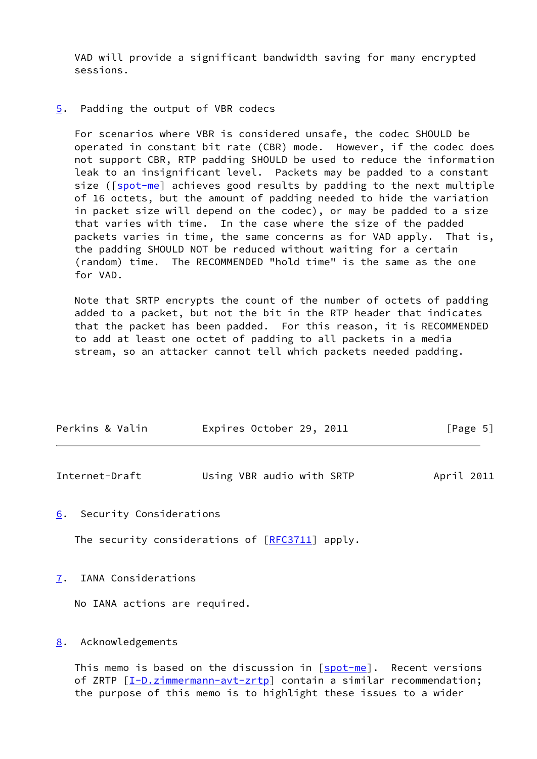VAD will provide a significant bandwidth saving for many encrypted sessions.

## 5. Padding the output of VBR codecs

For scenarios where VBR is considered unsafe, the codec SHOULD be operated in constant bit rate (CBR) mode. However, if the codec does not support CBR, RTP padding SHOULD be used to reduce the information leak to an insignificant level. Packets may be padded to a constant size ([spot-me] achieves good results by padding to the next multiple of 16 octets, but the amount of padding needed to hide the variation in packet size will depend on the codec), or may be padded to a size that varies with time. In the case where the size of the padded packets varies in time, the same concerns as for VAD apply. That is, the padding SHOULD NOT be reduced without waiting for a certain (random) time. The RECOMMENDED "hold time" is the same as the one for VAD.

Note that SRTP encrypts the count of the number of octets of padding added to a packet, but not the bit in the RTP header that indicates that the packet has been padded. For this reason, it is RECOMMENDED to add at least one octet of padding to all packets in a media stream, so an attacker cannot tell which packets needed padding.

## 6. Security Considerations

The security considerations of [RFC3711] apply.

## 7. IANA Considerations

No IANA actions are required.

## 8. Acknowledgements

This memo is based on the discussion in [spot-me]. Recent versions of ZRTP [I-D.zimmermann-avt-zrtp] contain a similar recommendation; the purpose of this memo is to highlight these issues to a wider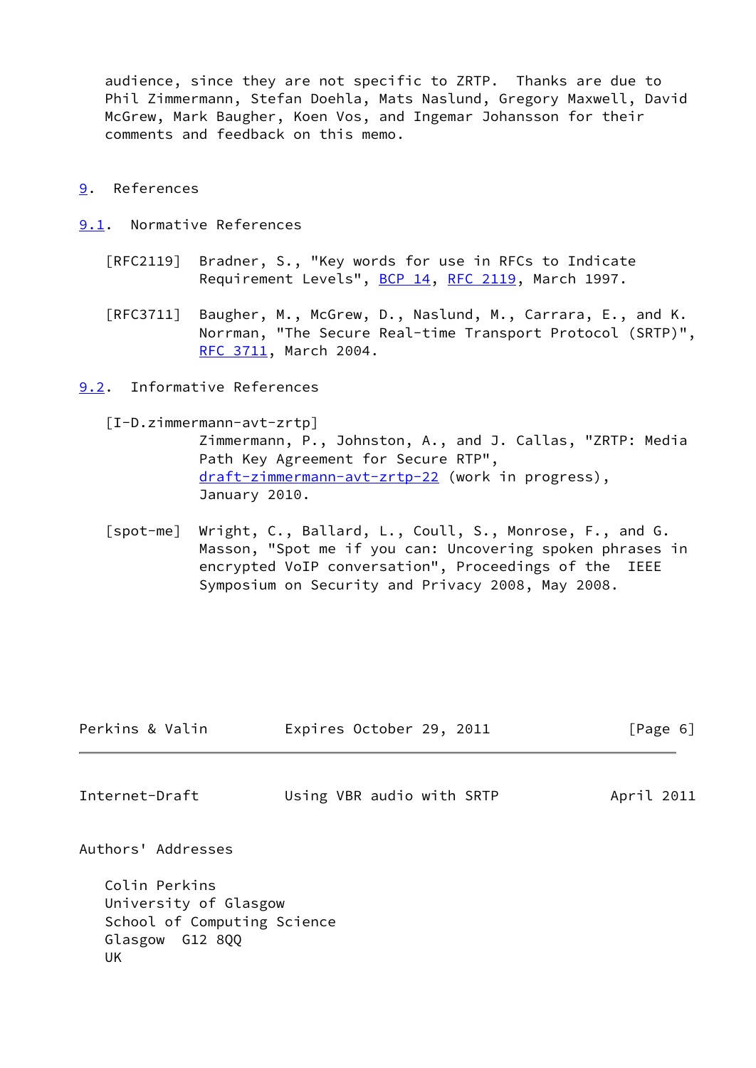audience, since they are not specific to ZRTP. Thanks are due to Phil Zimmermann, Stefan Doehla, Mats Naslund, Gregory Maxwell, David McGrew, Mark Baugher, Koen Vos, and Ingemar Johansson for their comments and feedback on this memo.

## 9. References

### 9.1. Normative References

[RFC2119] Bradner, S., "Key words for use in RFCs to Indicate Requirement Levels", BCP 14, RFC 2119, March 1997.

[RFC3711] Baugher, M., McGrew, D., Naslund, M., Carrara, E., and K. Norrman, "The Secure Real-time Transport Protocol (SRTP)", RFC 3711, March 2004.

### 9.2. Informative References

[I-D.zimmermann-avt-zrtp] Zimmermann, P., Johnston, A., and J. Callas, "ZRTP: Media Path Key Agreement for Secure RTP", draft-zimmermann-avt-zrtp-22 (work in progress), January 2010.

[spot-me] Wright, C., Ballard, L., Coull, S., Monrose, F., and G. Masson, "Spot me if you can: Uncovering spoken phrases in encrypted VoIP conversation", Proceedings of the IEEE Symposium on Security and Privacy 2008, May 2008.

## Authors' Addresses

Colin Perkins
University of Glasgow
School of Computing Science
Glasgow G12 8QQ
UK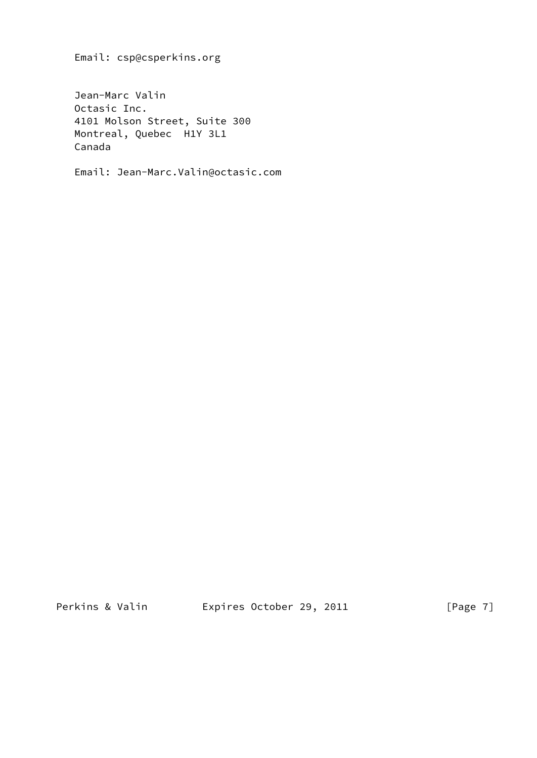Email: csp@csperkins.org

Jean-Marc Valin
Octasic Inc.
4101 Molson Street, Suite 300
Montreal, Quebec  H1Y 3L1
Canada

Email: Jean-Marc.Valin@octasic.com